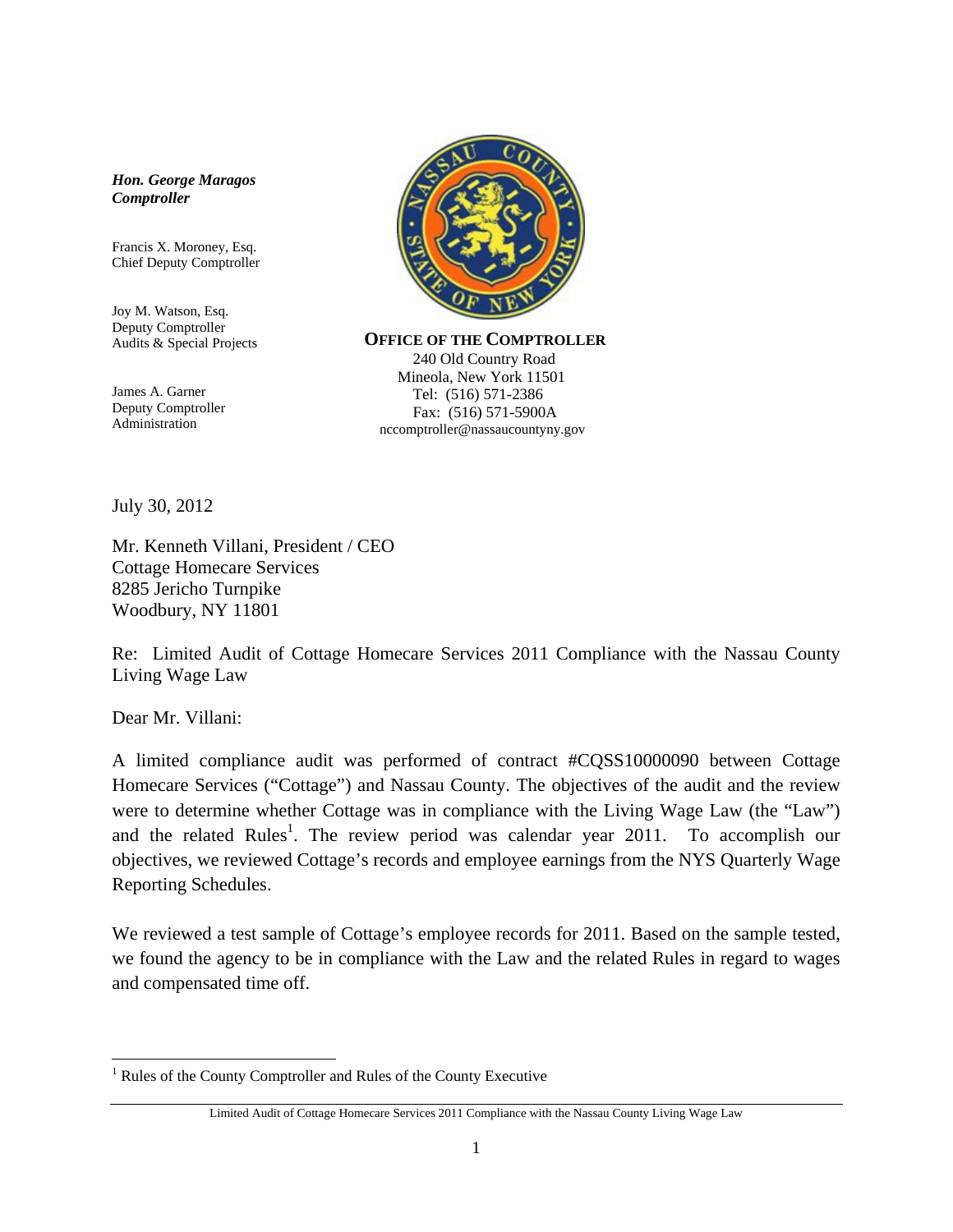***Hon. George Maragos***
***Comptroller***

Francis X. Moroney, Esq.
Chief Deputy Comptroller

Joy M. Watson, Esq.
Deputy Comptroller
Audits & Special Projects

James A. Garner
Deputy Comptroller
Administration

**OFFICE OF THE COMPTROLLER**
240 Old Country Road
Mineola, New York 11501
Tel: (516) 571-2386
Fax: (516) 571-5900A
nccomptroller@nassaucountyny.gov

July 30, 2012

Mr. Kenneth Villani, President / CEO
Cottage Homecare Services
8285 Jericho Turnpike
Woodbury, NY 11801

Re: Limited Audit of Cottage Homecare Services 2011 Compliance with the Nassau County Living Wage Law

Dear Mr. Villani:

A limited compliance audit was performed of contract #CQSS10000090 between Cottage Homecare Services ("Cottage") and Nassau County. The objectives of the audit and the review were to determine whether Cottage was in compliance with the Living Wage Law (the "Law") and the related Rules[1]. The review period was calendar year 2011. To accomplish our objectives, we reviewed Cottage's records and employee earnings from the NYS Quarterly Wage Reporting Schedules.

We reviewed a test sample of Cottage's employee records for 2011. Based on the sample tested, we found the agency to be in compliance with the Law and the related Rules in regard to wages and compensated time off.

[1] Rules of the County Comptroller and Rules of the County Executive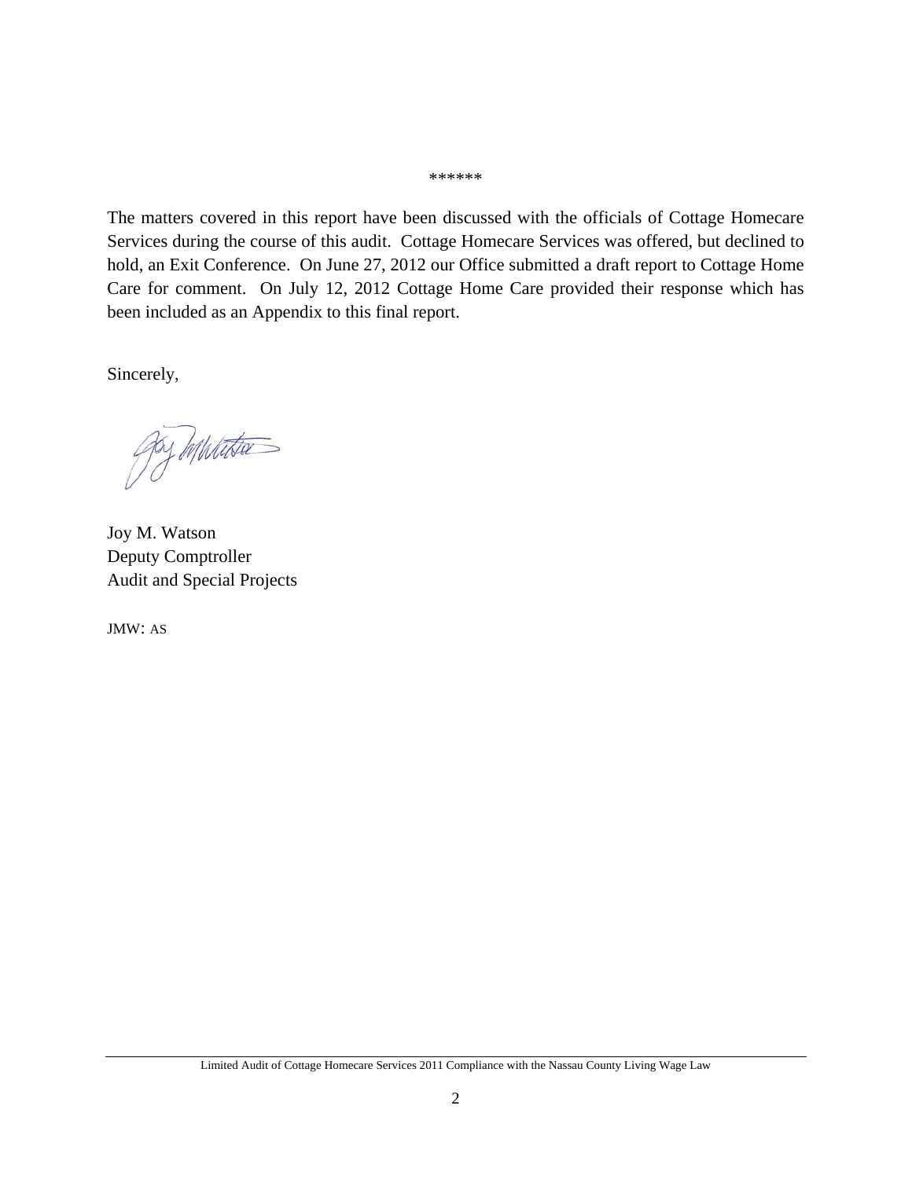******

The matters covered in this report have been discussed with the officials of Cottage Homecare Services during the course of this audit. Cottage Homecare Services was offered, but declined to hold, an Exit Conference. On June 27, 2012 our Office submitted a draft report to Cottage Home Care for comment. On July 12, 2012 Cottage Home Care provided their response which has been included as an Appendix to this final report.

Sincerely,

Joy M. Watson
Deputy Comptroller
Audit and Special Projects

JMW: AS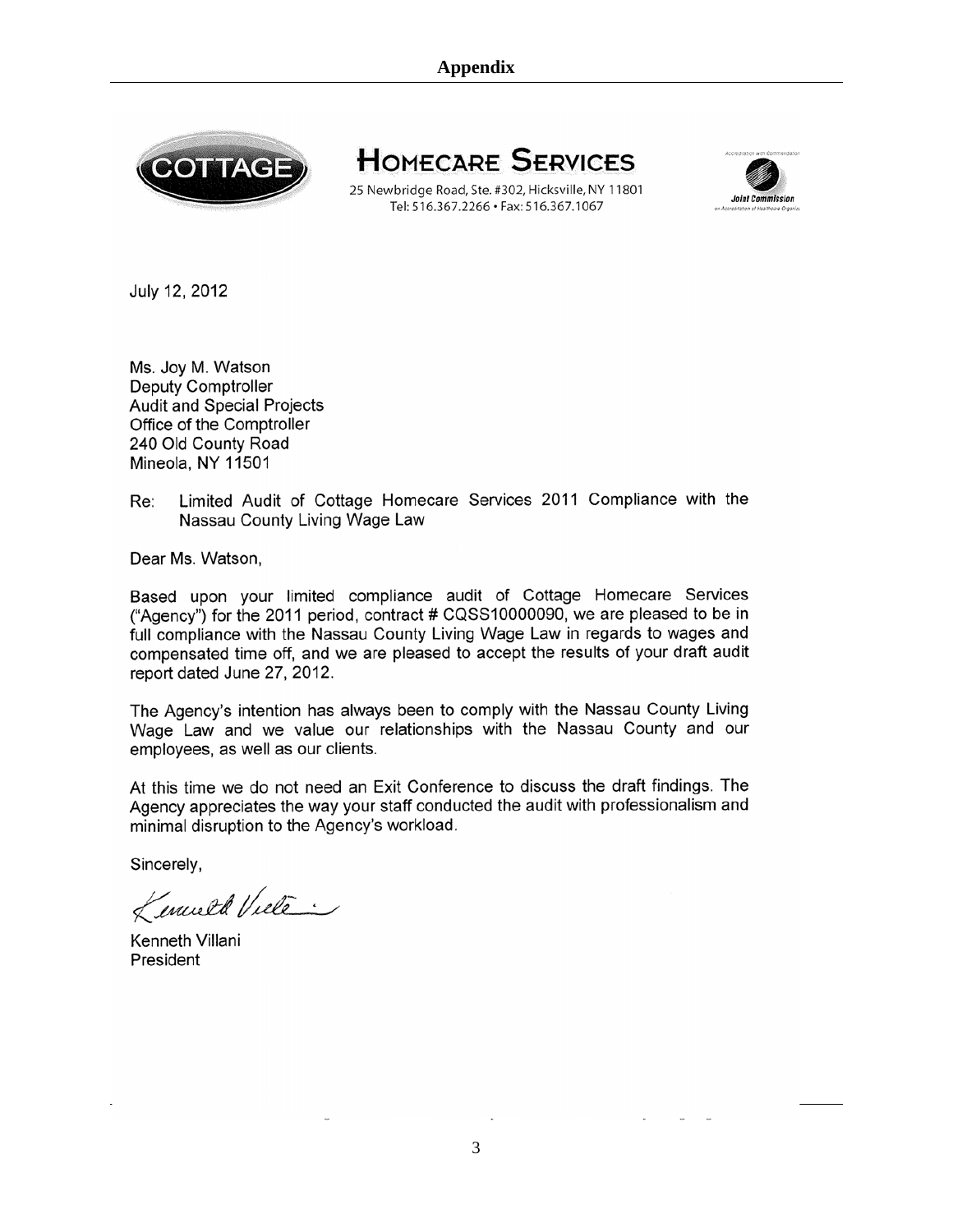## Appendix

**COTTAGE HOMECARE SERVICES**

25 Newbridge Road, Ste. #302, Hicksville, NY 11801
Tel: 516.367.2266 • Fax: 516.367.1067

Accreditation with Commendation
Joint Commission on Accreditation of Healthcare Organizations

July 12, 2012

Ms. Joy M. Watson
Deputy Comptroller
Audit and Special Projects
Office of the Comptroller
240 Old County Road
Mineola, NY 11501

Re: Limited Audit of Cottage Homecare Services 2011 Compliance with the Nassau County Living Wage Law

Dear Ms. Watson,

Based upon your limited compliance audit of Cottage Homecare Services ("Agency") for the 2011 period, contract # CQSS10000090, we are pleased to be in full compliance with the Nassau County Living Wage Law in regards to wages and compensated time off, and we are pleased to accept the results of your draft audit report dated June 27, 2012.

The Agency's intention has always been to comply with the Nassau County Living Wage Law and we value our relationships with the Nassau County and our employees, as well as our clients.

At this time we do not need an Exit Conference to discuss the draft findings. The Agency appreciates the way your staff conducted the audit with professionalism and minimal disruption to the Agency's workload.

Sincerely,

Kenneth Villani
President